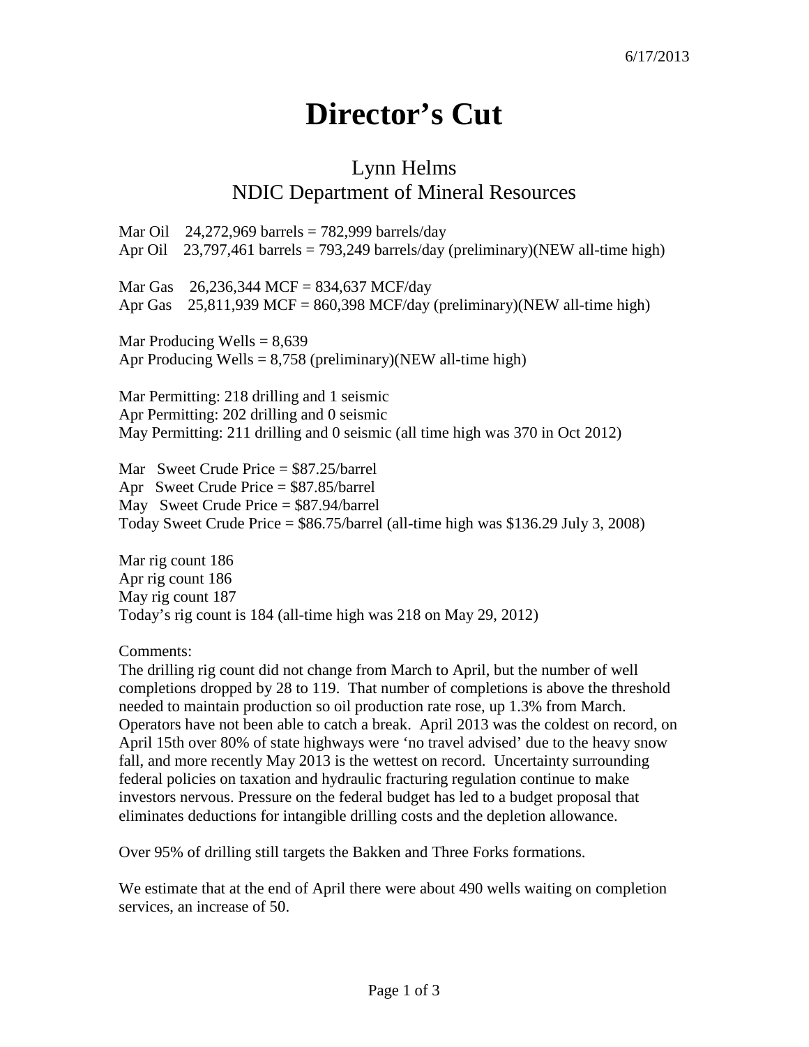6/17/2013

# Director's Cut

## Lynn Helms
## NDIC Department of Mineral Resources

Mar Oil 24,272,969 barrels = 782,999 barrels/day
Apr Oil 23,797,461 barrels = 793,249 barrels/day (preliminary)(NEW all-time high)

Mar Gas 26,236,344 MCF = 834,637 MCF/day
Apr Gas 25,811,939 MCF = 860,398 MCF/day (preliminary)(NEW all-time high)

Mar Producing Wells = 8,639
Apr Producing Wells = 8,758 (preliminary)(NEW all-time high)

Mar Permitting: 218 drilling and 1 seismic
Apr Permitting: 202 drilling and 0 seismic
May Permitting: 211 drilling and 0 seismic (all time high was 370 in Oct 2012)

Mar Sweet Crude Price = $87.25/barrel
Apr Sweet Crude Price = $87.85/barrel
May Sweet Crude Price = $87.94/barrel
Today Sweet Crude Price = $86.75/barrel (all-time high was $136.29 July 3, 2008)

Mar rig count 186
Apr rig count 186
May rig count 187
Today's rig count is 184 (all-time high was 218 on May 29, 2012)

Comments:
The drilling rig count did not change from March to April, but the number of well completions dropped by 28 to 119. That number of completions is above the threshold needed to maintain production so oil production rate rose, up 1.3% from March. Operators have not been able to catch a break. April 2013 was the coldest on record, on April 15th over 80% of state highways were 'no travel advised' due to the heavy snow fall, and more recently May 2013 is the wettest on record. Uncertainty surrounding federal policies on taxation and hydraulic fracturing regulation continue to make investors nervous. Pressure on the federal budget has led to a budget proposal that eliminates deductions for intangible drilling costs and the depletion allowance.

Over 95% of drilling still targets the Bakken and Three Forks formations.

We estimate that at the end of April there were about 490 wells waiting on completion services, an increase of 50.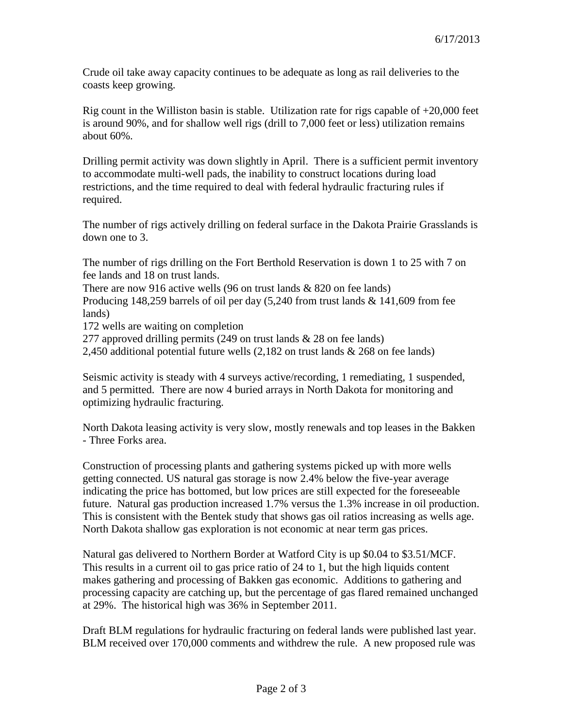6/17/2013

Crude oil take away capacity continues to be adequate as long as rail deliveries to the coasts keep growing.

Rig count in the Williston basin is stable. Utilization rate for rigs capable of +20,000 feet is around 90%, and for shallow well rigs (drill to 7,000 feet or less) utilization remains about 60%.

Drilling permit activity was down slightly in April. There is a sufficient permit inventory to accommodate multi-well pads, the inability to construct locations during load restrictions, and the time required to deal with federal hydraulic fracturing rules if required.

The number of rigs actively drilling on federal surface in the Dakota Prairie Grasslands is down one to 3.

The number of rigs drilling on the Fort Berthold Reservation is down 1 to 25 with 7 on fee lands and 18 on trust lands.
There are now 916 active wells (96 on trust lands & 820 on fee lands)
Producing 148,259 barrels of oil per day (5,240 from trust lands & 141,609 from fee lands)
172 wells are waiting on completion
277 approved drilling permits (249 on trust lands & 28 on fee lands)
2,450 additional potential future wells (2,182 on trust lands & 268 on fee lands)

Seismic activity is steady with 4 surveys active/recording, 1 remediating, 1 suspended, and 5 permitted. There are now 4 buried arrays in North Dakota for monitoring and optimizing hydraulic fracturing.

North Dakota leasing activity is very slow, mostly renewals and top leases in the Bakken - Three Forks area.

Construction of processing plants and gathering systems picked up with more wells getting connected. US natural gas storage is now 2.4% below the five-year average indicating the price has bottomed, but low prices are still expected for the foreseeable future. Natural gas production increased 1.7% versus the 1.3% increase in oil production. This is consistent with the Bentek study that shows gas oil ratios increasing as wells age. North Dakota shallow gas exploration is not economic at near term gas prices.

Natural gas delivered to Northern Border at Watford City is up $0.04 to $3.51/MCF. This results in a current oil to gas price ratio of 24 to 1, but the high liquids content makes gathering and processing of Bakken gas economic. Additions to gathering and processing capacity are catching up, but the percentage of gas flared remained unchanged at 29%. The historical high was 36% in September 2011.

Draft BLM regulations for hydraulic fracturing on federal lands were published last year. BLM received over 170,000 comments and withdrew the rule. A new proposed rule was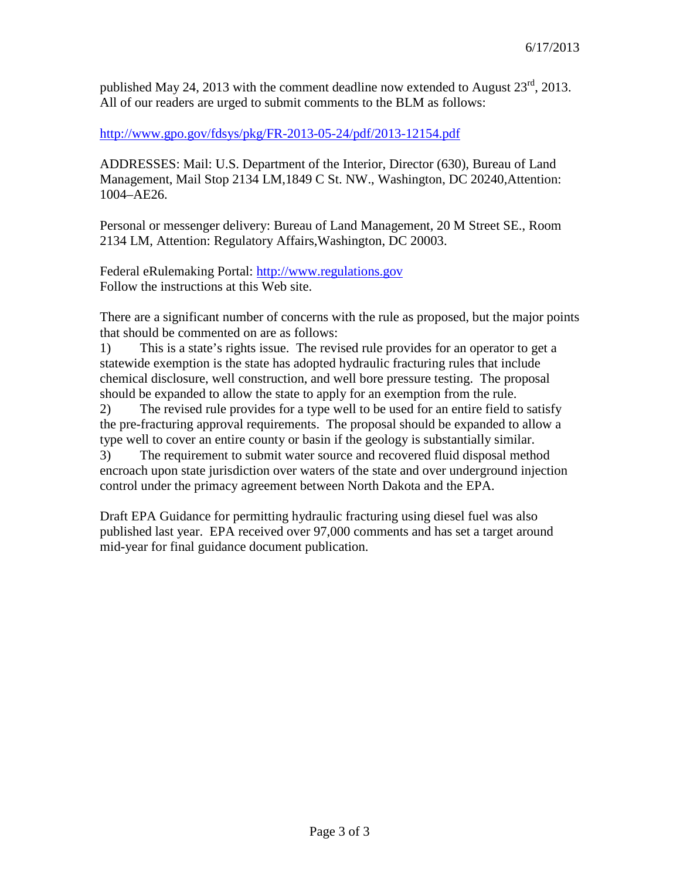published May 24, 2013 with the comment deadline now extended to August 23rd, 2013. All of our readers are urged to submit comments to the BLM as follows:

http://www.gpo.gov/fdsys/pkg/FR-2013-05-24/pdf/2013-12154.pdf

ADDRESSES: Mail: U.S. Department of the Interior, Director (630), Bureau of Land Management, Mail Stop 2134 LM,1849 C St. NW., Washington, DC 20240,Attention: 1004–AE26.

Personal or messenger delivery: Bureau of Land Management, 20 M Street SE., Room 2134 LM, Attention: Regulatory Affairs,Washington, DC 20003.

Federal eRulemaking Portal: http://www.regulations.gov
Follow the instructions at this Web site.

There are a significant number of concerns with the rule as proposed, but the major points that should be commented on are as follows:

1) This is a state's rights issue. The revised rule provides for an operator to get a statewide exemption is the state has adopted hydraulic fracturing rules that include chemical disclosure, well construction, and well bore pressure testing. The proposal should be expanded to allow the state to apply for an exemption from the rule.
2) The revised rule provides for a type well to be used for an entire field to satisfy the pre-fracturing approval requirements. The proposal should be expanded to allow a type well to cover an entire county or basin if the geology is substantially similar.
3) The requirement to submit water source and recovered fluid disposal method encroach upon state jurisdiction over waters of the state and over underground injection control under the primacy agreement between North Dakota and the EPA.

Draft EPA Guidance for permitting hydraulic fracturing using diesel fuel was also published last year. EPA received over 97,000 comments and has set a target around mid-year for final guidance document publication.